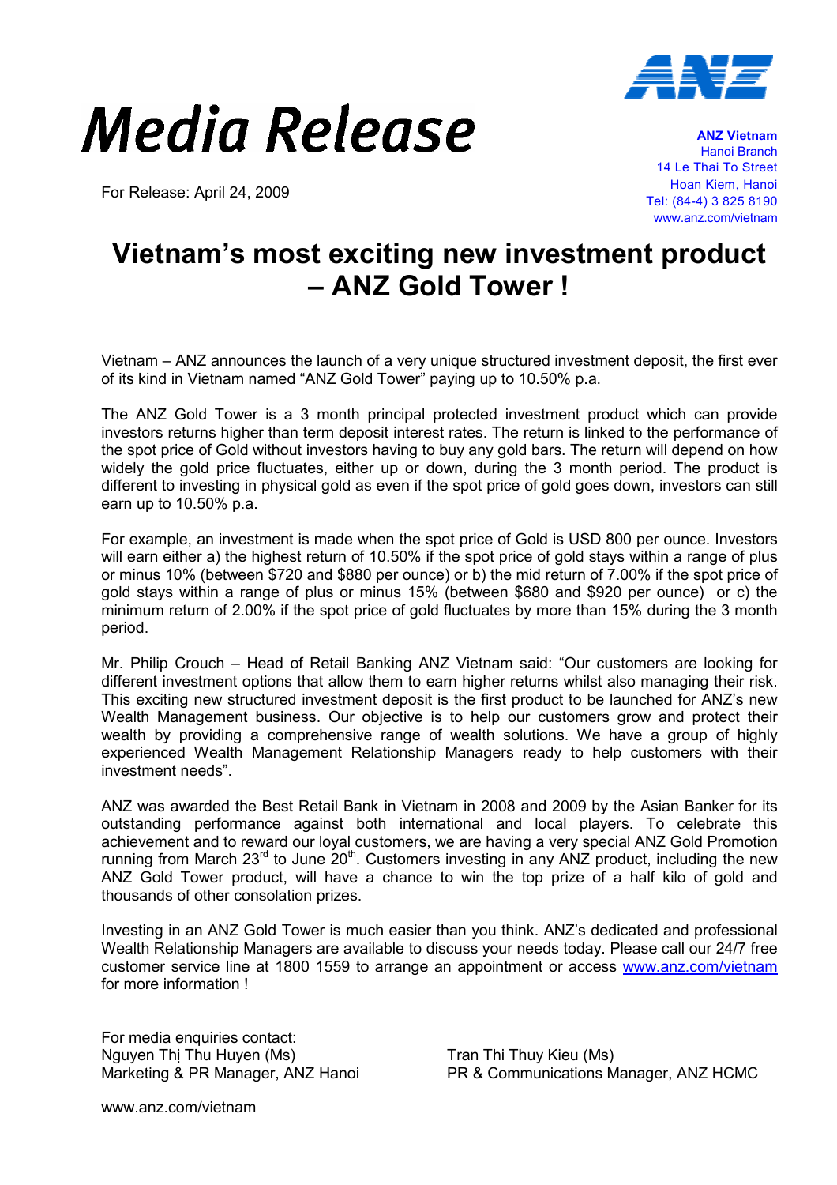# Media Release

For Release: April 24, 2009

**ANZ Vietnam**
Hanoi Branch
14 Le Thai To Street
Hoan Kiem, Hanoi
Tel: (84-4) 3 825 8190
www.anz.com/vietnam

## Vietnam's most exciting new investment product – ANZ Gold Tower !

Vietnam – ANZ announces the launch of a very unique structured investment deposit, the first ever of its kind in Vietnam named "ANZ Gold Tower" paying up to 10.50% p.a.

The ANZ Gold Tower is a 3 month principal protected investment product which can provide investors returns higher than term deposit interest rates. The return is linked to the performance of the spot price of Gold without investors having to buy any gold bars. The return will depend on how widely the gold price fluctuates, either up or down, during the 3 month period. The product is different to investing in physical gold as even if the spot price of gold goes down, investors can still earn up to 10.50% p.a.

For example, an investment is made when the spot price of Gold is USD 800 per ounce. Investors will earn either a) the highest return of 10.50% if the spot price of gold stays within a range of plus or minus 10% (between $720 and $880 per ounce) or b) the mid return of 7.00% if the spot price of gold stays within a range of plus or minus 15% (between $680 and $920 per ounce) or c) the minimum return of 2.00% if the spot price of gold fluctuates by more than 15% during the 3 month period.

Mr. Philip Crouch – Head of Retail Banking ANZ Vietnam said: "Our customers are looking for different investment options that allow them to earn higher returns whilst also managing their risk. This exciting new structured investment deposit is the first product to be launched for ANZ's new Wealth Management business. Our objective is to help our customers grow and protect their wealth by providing a comprehensive range of wealth solutions. We have a group of highly experienced Wealth Management Relationship Managers ready to help customers with their investment needs".

ANZ was awarded the Best Retail Bank in Vietnam in 2008 and 2009 by the Asian Banker for its outstanding performance against both international and local players. To celebrate this achievement and to reward our loyal customers, we are having a very special ANZ Gold Promotion running from March 23rd to June 20th. Customers investing in any ANZ product, including the new ANZ Gold Tower product, will have a chance to win the top prize of a half kilo of gold and thousands of other consolation prizes.

Investing in an ANZ Gold Tower is much easier than you think. ANZ's dedicated and professional Wealth Relationship Managers are available to discuss your needs today. Please call our 24/7 free customer service line at 1800 1559 to arrange an appointment or access [www.anz.com/vietnam](http://www.anz.com/vietnam) for more information !

For media enquiries contact:
Nguyen Thị Thu Huyen (Ms)
Marketing & PR Manager, ANZ Hanoi

Tran Thi Thuy Kieu (Ms)
PR & Communications Manager, ANZ HCMC

www.anz.com/vietnam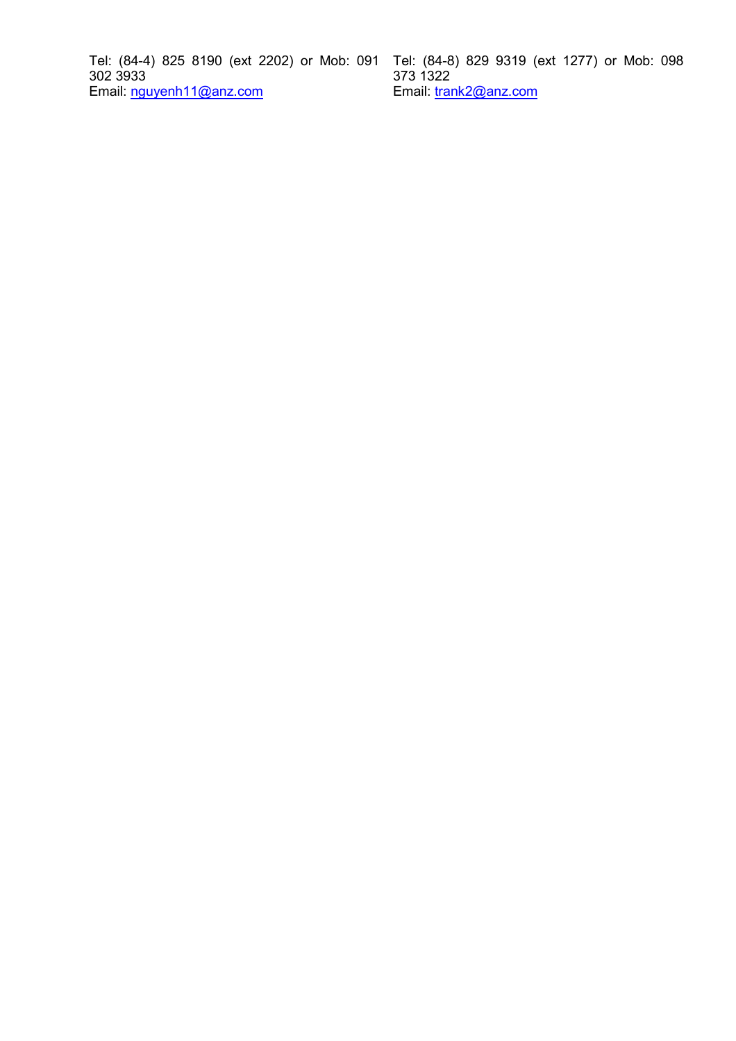Tel: (84-4) 825 8190 (ext 2202) or Mob: 091 302 3933
Email: nguyenh11@anz.com

Tel: (84-8) 829 9319 (ext 1277) or Mob: 098 373 1322
Email: trank2@anz.com